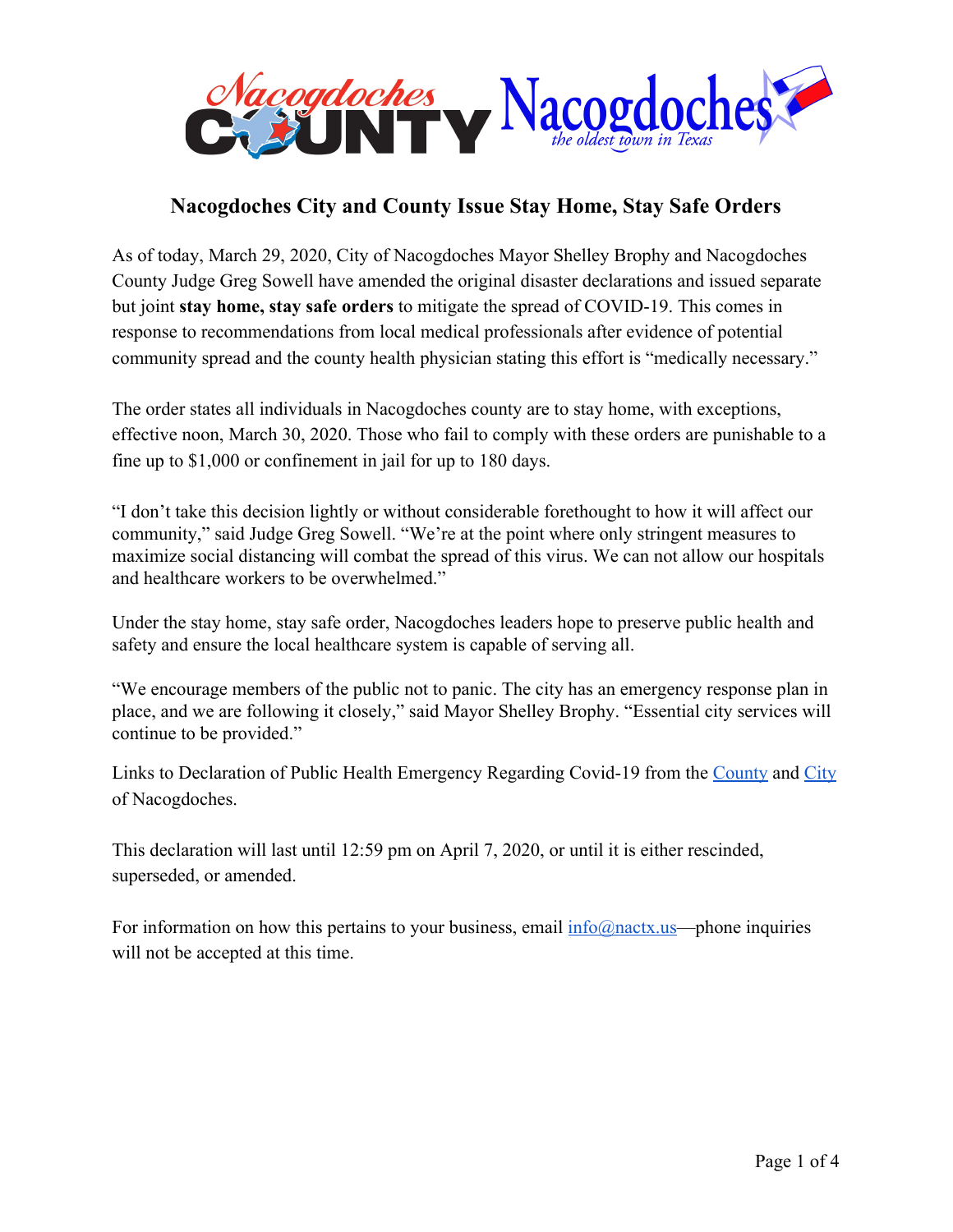# Nacogdoches City and County Issue Stay Home, Stay Safe Orders

As of today, March 29, 2020, City of Nacogdoches Mayor Shelley Brophy and Nacogdoches County Judge Greg Sowell have amended the original disaster declarations and issued separate but joint **stay home, stay safe orders** to mitigate the spread of COVID-19. This comes in response to recommendations from local medical professionals after evidence of potential community spread and the county health physician stating this effort is "medically necessary."

The order states all individuals in Nacogdoches county are to stay home, with exceptions, effective noon, March 30, 2020. Those who fail to comply with these orders are punishable to a fine up to $1,000 or confinement in jail for up to 180 days.

"I don't take this decision lightly or without considerable forethought to how it will affect our community," said Judge Greg Sowell. "We're at the point where only stringent measures to maximize social distancing will combat the spread of this virus. We can not allow our hospitals and healthcare workers to be overwhelmed."

Under the stay home, stay safe order, Nacogdoches leaders hope to preserve public health and safety and ensure the local healthcare system is capable of serving all.

"We encourage members of the public not to panic. The city has an emergency response plan in place, and we are following it closely," said Mayor Shelley Brophy. "Essential city services will continue to be provided."

Links to Declaration of Public Health Emergency Regarding Covid-19 from the County and City of Nacogdoches.

This declaration will last until 12:59 pm on April 7, 2020, or until it is either rescinded, superseded, or amended.

For information on how this pertains to your business, email info@nactx.us—phone inquiries will not be accepted at this time.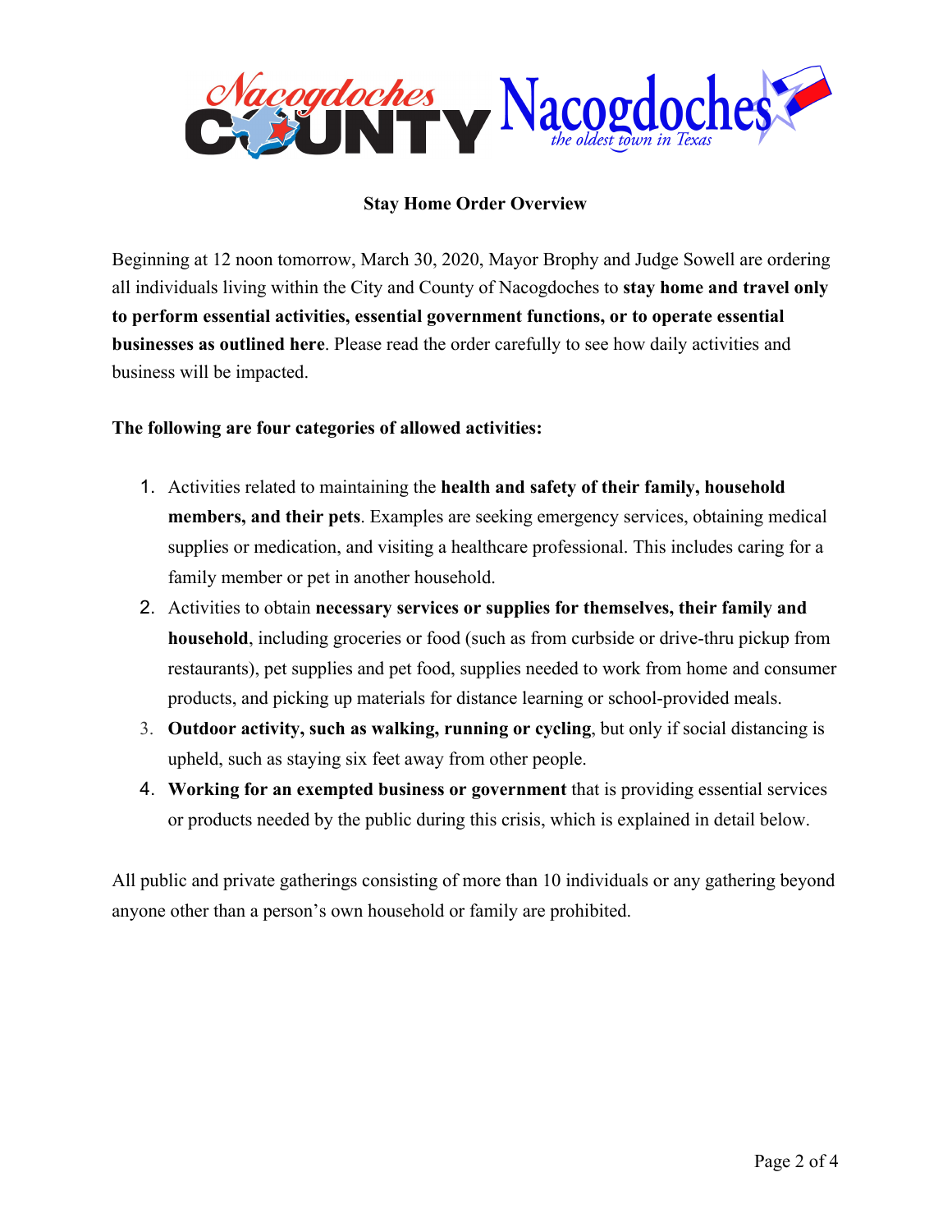**Stay Home Order Overview**

Beginning at 12 noon tomorrow, March 30, 2020, Mayor Brophy and Judge Sowell are ordering all individuals living within the City and County of Nacogdoches to **stay home and travel only to perform essential activities, essential government functions, or to operate essential businesses as outlined here**. Please read the order carefully to see how daily activities and business will be impacted.

**The following are four categories of allowed activities:**

1. Activities related to maintaining the **health and safety of their family, household members, and their pets**. Examples are seeking emergency services, obtaining medical supplies or medication, and visiting a healthcare professional. This includes caring for a family member or pet in another household.
2. Activities to obtain **necessary services or supplies for themselves, their family and household**, including groceries or food (such as from curbside or drive-thru pickup from restaurants), pet supplies and pet food, supplies needed to work from home and consumer products, and picking up materials for distance learning or school-provided meals.
3. **Outdoor activity, such as walking, running or cycling**, but only if social distancing is upheld, such as staying six feet away from other people.
4. **Working for an exempted business or government** that is providing essential services or products needed by the public during this crisis, which is explained in detail below.

All public and private gatherings consisting of more than 10 individuals or any gathering beyond anyone other than a person's own household or family are prohibited.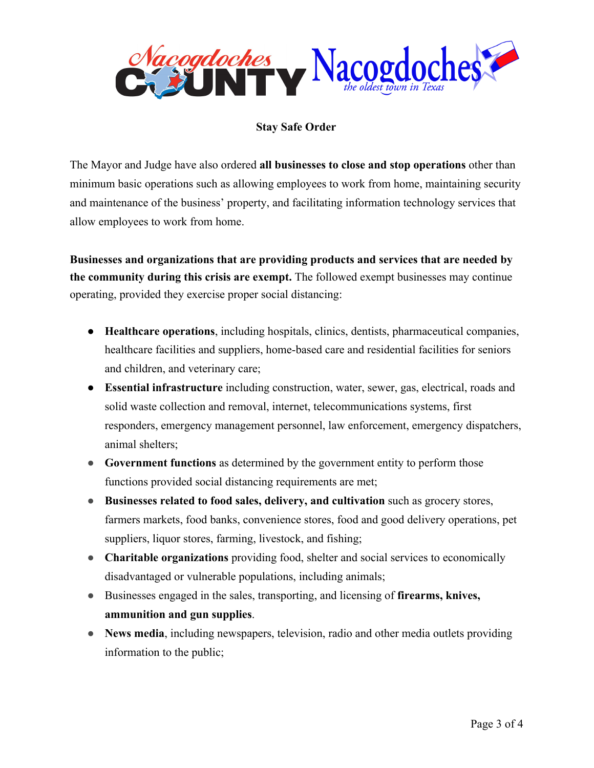**Stay Safe Order**

The Mayor and Judge have also ordered **all businesses to close and stop operations** other than minimum basic operations such as allowing employees to work from home, maintaining security and maintenance of the business' property, and facilitating information technology services that allow employees to work from home.

**Businesses and organizations that are providing products and services that are needed by the community during this crisis are exempt.** The followed exempt businesses may continue operating, provided they exercise proper social distancing:

- **Healthcare operations**, including hospitals, clinics, dentists, pharmaceutical companies, healthcare facilities and suppliers, home-based care and residential facilities for seniors and children, and veterinary care;
- **Essential infrastructure** including construction, water, sewer, gas, electrical, roads and solid waste collection and removal, internet, telecommunications systems, first responders, emergency management personnel, law enforcement, emergency dispatchers, animal shelters;
- **Government functions** as determined by the government entity to perform those functions provided social distancing requirements are met;
- **Businesses related to food sales, delivery, and cultivation** such as grocery stores, farmers markets, food banks, convenience stores, food and good delivery operations, pet suppliers, liquor stores, farming, livestock, and fishing;
- **Charitable organizations** providing food, shelter and social services to economically disadvantaged or vulnerable populations, including animals;
- Businesses engaged in the sales, transporting, and licensing of **firearms, knives, ammunition and gun supplies**.
- **News media**, including newspapers, television, radio and other media outlets providing information to the public;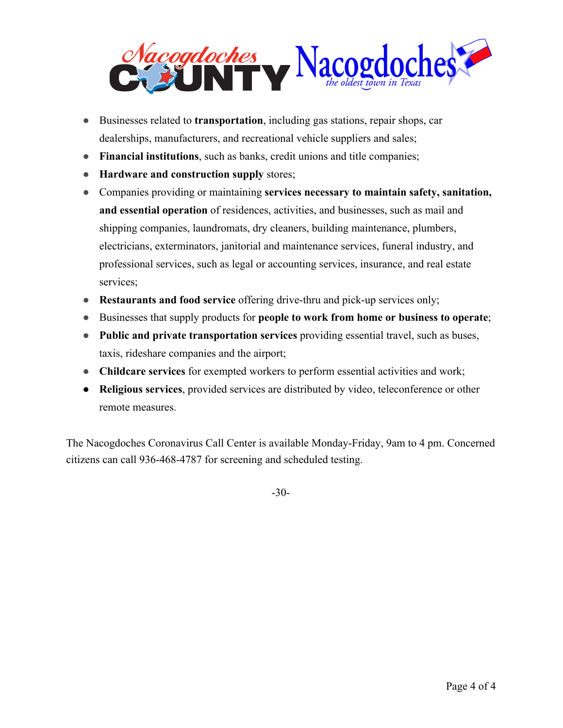- Businesses related to **transportation**, including gas stations, repair shops, car dealerships, manufacturers, and recreational vehicle suppliers and sales;
- **Financial institutions**, such as banks, credit unions and title companies;
- **Hardware and construction supply** stores;
- Companies providing or maintaining **services necessary to maintain safety, sanitation, and essential operation** of residences, activities, and businesses, such as mail and shipping companies, laundromats, dry cleaners, building maintenance, plumbers, electricians, exterminators, janitorial and maintenance services, funeral industry, and professional services, such as legal or accounting services, insurance, and real estate services;
- **Restaurants and food service** offering drive-thru and pick-up services only;
- Businesses that supply products for **people to work from home or business to operate**;
- **Public and private transportation services** providing essential travel, such as buses, taxis, rideshare companies and the airport;
- **Childcare services** for exempted workers to perform essential activities and work;
- **Religious services**, provided services are distributed by video, teleconference or other remote measures.

The Nacogdoches Coronavirus Call Center is available Monday-Friday, 9am to 4 pm. Concerned citizens can call 936-468-4787 for screening and scheduled testing.

-30-